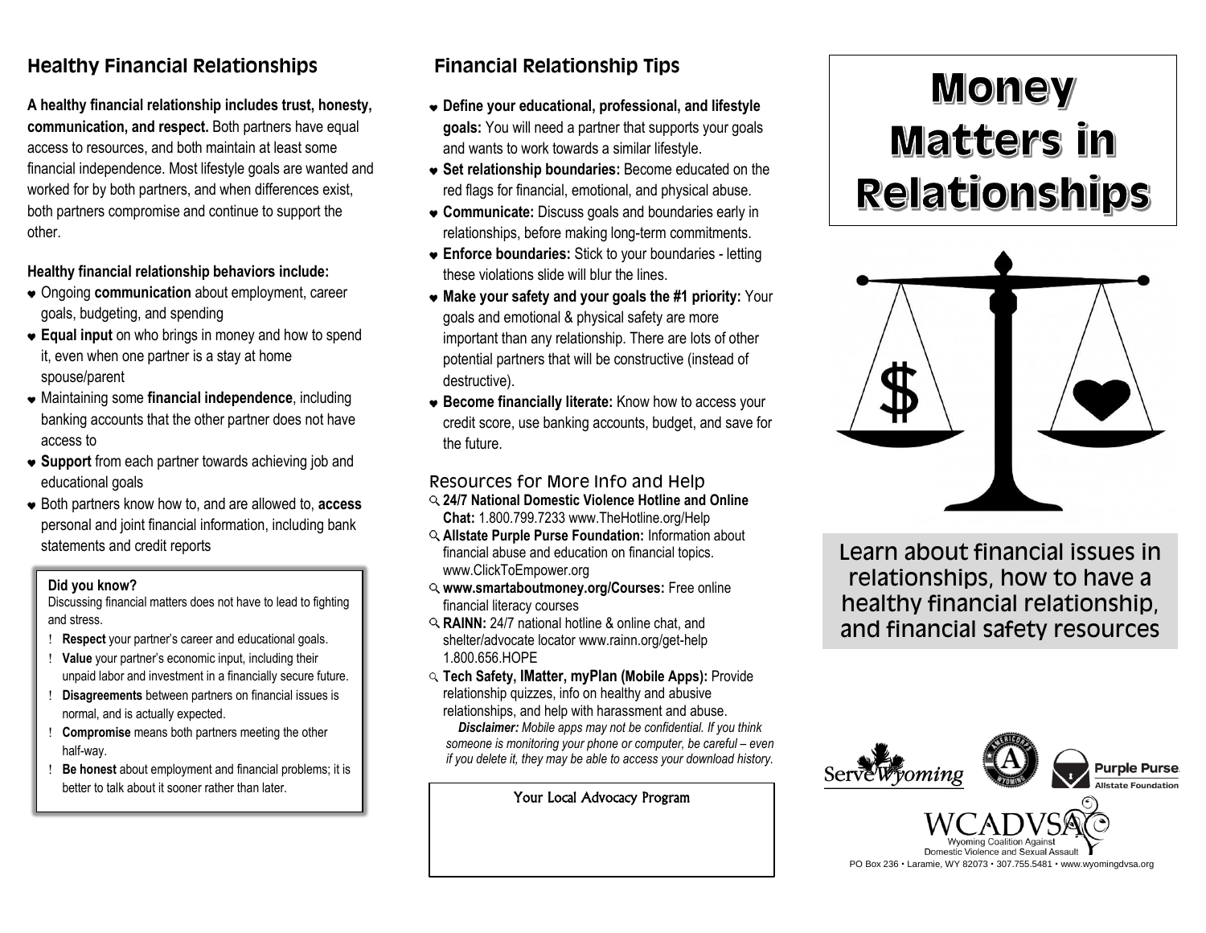## Healthy Financial Relationships

**A healthy financial relationship includes trust, honesty, communication, and respect.** Both partners have equal access to resources, and both maintain at least some financial independence. Most lifestyle goals are wanted and worked for by both partners, and when differences exist, both partners compromise and continue to support the other.

**Healthy financial relationship behaviors include:**

- Ongoing **communication** about employment, career goals, budgeting, and spending
- **Equal input** on who brings in money and how to spend it, even when one partner is a stay at home spouse/parent
- Maintaining some **financial independence**, including banking accounts that the other partner does not have access to
- **Support** from each partner towards achieving job and educational goals
- Both partners know how to, and are allowed to, **access** personal and joint financial information, including bank statements and credit reports

**Did you know?**

Discussing financial matters does not have to lead to fighting and stress.

- **Respect** your partner's career and educational goals.
- **Value** your partner's economic input, including their unpaid labor and investment in a financially secure future.
- **Disagreements** between partners on financial issues is normal, and is actually expected.
- **Compromise** means both partners meeting the other half-way.
- **Be honest** about employment and financial problems; it is better to talk about it sooner rather than later.

## Financial Relationship Tips

- **Define your educational, professional, and lifestyle goals:** You will need a partner that supports your goals and wants to work towards a similar lifestyle.
- **Set relationship boundaries:** Become educated on the red flags for financial, emotional, and physical abuse.
- **Communicate:** Discuss goals and boundaries early in relationships, before making long-term commitments.
- **Enforce boundaries:** Stick to your boundaries - letting these violations slide will blur the lines.
- **Make your safety and your goals the #1 priority:** Your goals and emotional & physical safety are more important than any relationship. There are lots of other potential partners that will be constructive (instead of destructive).
- **Become financially literate:** Know how to access your credit score, use banking accounts, budget, and save for the future.

### Resources for More Info and Help

- **24/7 National Domestic Violence Hotline and Online Chat:** 1.800.799.7233 www.TheHotline.org/Help
- **Allstate Purple Purse Foundation:** Information about financial abuse and education on financial topics. www.ClickToEmpower.org
- **www.smartaboutmoney.org/Courses:** Free online financial literacy courses
- **RAINN:** 24/7 national hotline & online chat, and shelter/advocate locator www.rainn.org/get-help 1.800.656.HOPE
- **Tech Safety, IMatter, myPlan (Mobile Apps):** Provide relationship quizzes, info on healthy and abusive relationships, and help with harassment and abuse.

*__Disclaimer:__ Mobile apps may not be confidential. If you think someone is monitoring your phone or computer, be careful – even if you delete it, they may be able to access your download history.*

Your Local Advocacy Program

# Money Matters in Relationships

Learn about financial issues in relationships, how to have a healthy financial relationship, and financial safety resources

Serve Wyoming

Purple Purse Allstate Foundation

WCADVSA Wyoming Coalition Against Domestic Violence and Sexual Assault

PO Box 236 • Laramie, WY 82073 • 307.755.5481 • www.wyomingdvsa.org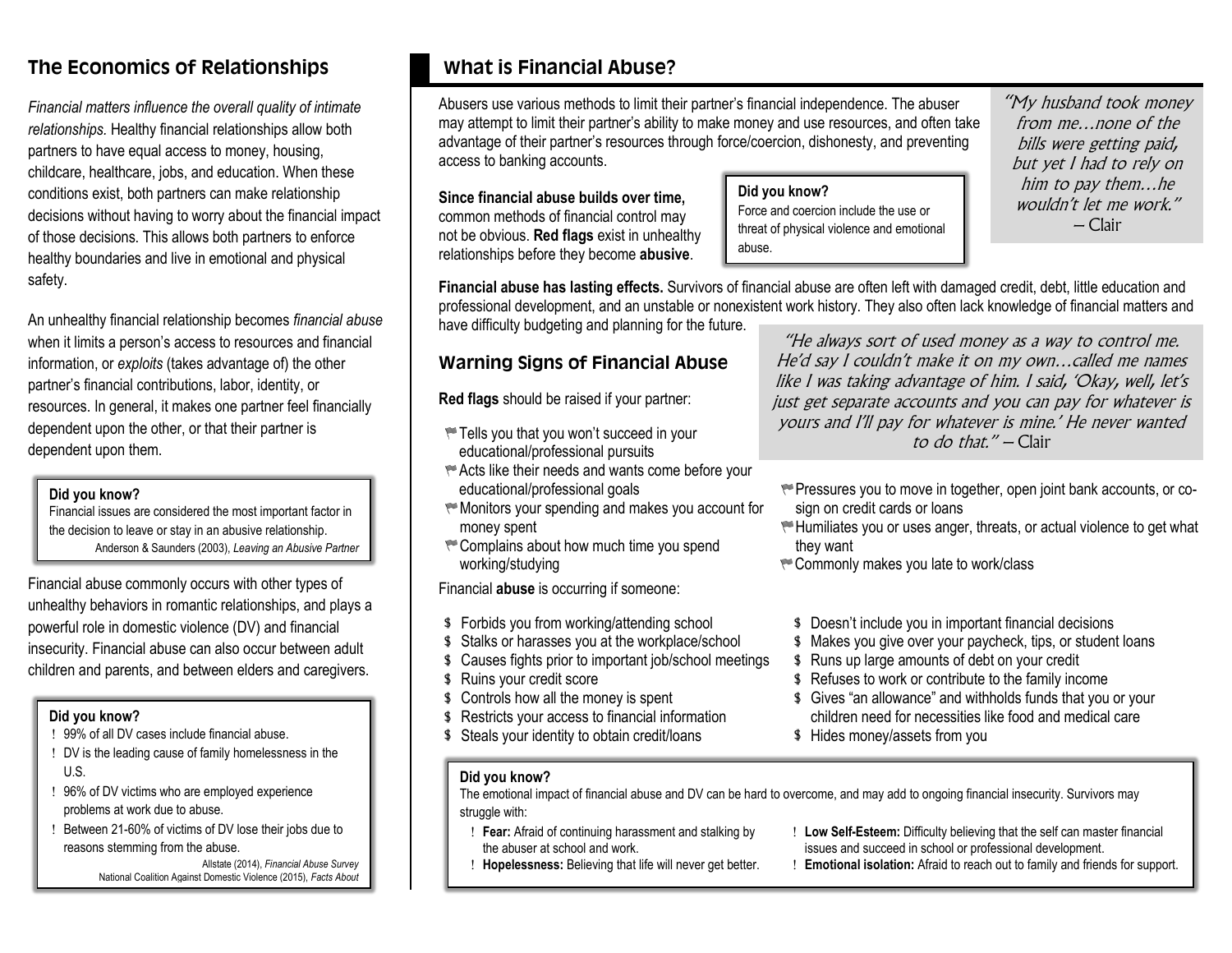## The Economics of Relationships

*Financial matters influence the overall quality of intimate relationships.* Healthy financial relationships allow both partners to have equal access to money, housing, childcare, healthcare, jobs, and education. When these conditions exist, both partners can make relationship decisions without having to worry about the financial impact of those decisions. This allows both partners to enforce healthy boundaries and live in emotional and physical safety.

An unhealthy financial relationship becomes *financial abuse* when it limits a person's access to resources and financial information, or *exploits* (takes advantage of) the other partner's financial contributions, labor, identity, or resources. In general, it makes one partner feel financially dependent upon the other, or that their partner is dependent upon them.

> **Did you know?**
> Financial issues are considered the most important factor in the decision to leave or stay in an abusive relationship.
> Anderson & Saunders (2003), *Leaving an Abusive Partner*

Financial abuse commonly occurs with other types of unhealthy behaviors in romantic relationships, and plays a powerful role in domestic violence (DV) and financial insecurity. Financial abuse can also occur between adult children and parents, and between elders and caregivers.

> **Did you know?**
> - 99% of all DV cases include financial abuse.
> - DV is the leading cause of family homelessness in the U.S.
> - 96% of DV victims who are employed experience problems at work due to abuse.
> - Between 21-60% of victims of DV lose their jobs due to reasons stemming from the abuse.
>
> Allstate (2014), *Financial Abuse Survey*
> National Coalition Against Domestic Violence (2015), *Facts About*

## What is Financial Abuse?

Abusers use various methods to limit their partner's financial independence. The abuser may attempt to limit their partner's ability to make money and use resources, and often take advantage of their partner's resources through force/coercion, dishonesty, and preventing access to banking accounts.

*"My husband took money from me…none of the bills were getting paid, but yet I had to rely on him to pay them…he wouldn't let me work."* – Clair

**Since financial abuse builds over time,** common methods of financial control may not be obvious. **Red flags** exist in unhealthy relationships before they become **abusive**.

> **Did you know?**
> Force and coercion include the use or threat of physical violence and emotional abuse.

**Financial abuse has lasting effects.** Survivors of financial abuse are often left with damaged credit, debt, little education and professional development, and an unstable or nonexistent work history. They also often lack knowledge of financial matters and have difficulty budgeting and planning for the future.

*"He always sort of used money as a way to control me. He'd say I couldn't make it on my own…called me names like I was taking advantage of him. I said, 'Okay, well, let's just get separate accounts and you can pay for whatever is yours and I'll pay for whatever is mine.' He never wanted to do that."* – Clair

## Warning Signs of Financial Abuse

**Red flags** should be raised if your partner:

- Tells you that you won't succeed in your educational/professional pursuits
- Acts like their needs and wants come before your educational/professional goals
- Monitors your spending and makes you account for money spent
- Complains about how much time you spend working/studying
- Pressures you to move in together, open joint bank accounts, or co-sign on credit cards or loans
- Humiliates you or uses anger, threats, or actual violence to get what they want
- Commonly makes you late to work/class

Financial **abuse** is occurring if someone:

- Forbids you from working/attending school
- Stalks or harasses you at the workplace/school
- Causes fights prior to important job/school meetings
- Ruins your credit score
- Controls how all the money is spent
- Restricts your access to financial information
- Steals your identity to obtain credit/loans
- Doesn't include you in important financial decisions
- Makes you give over your paycheck, tips, or student loans
- Runs up large amounts of debt on your credit
- Refuses to work or contribute to the family income
- Gives "an allowance" and withholds funds that you or your children need for necessities like food and medical care
- Hides money/assets from you

> **Did you know?**
> The emotional impact of financial abuse and DV can be hard to overcome, and may add to ongoing financial insecurity. Survivors may struggle with:
> - **Fear:** Afraid of continuing harassment and stalking by the abuser at school and work.
> - **Hopelessness:** Believing that life will never get better.
> - **Low Self-Esteem:** Difficulty believing that the self can master financial issues and succeed in school or professional development.
> - **Emotional isolation:** Afraid to reach out to family and friends for support.